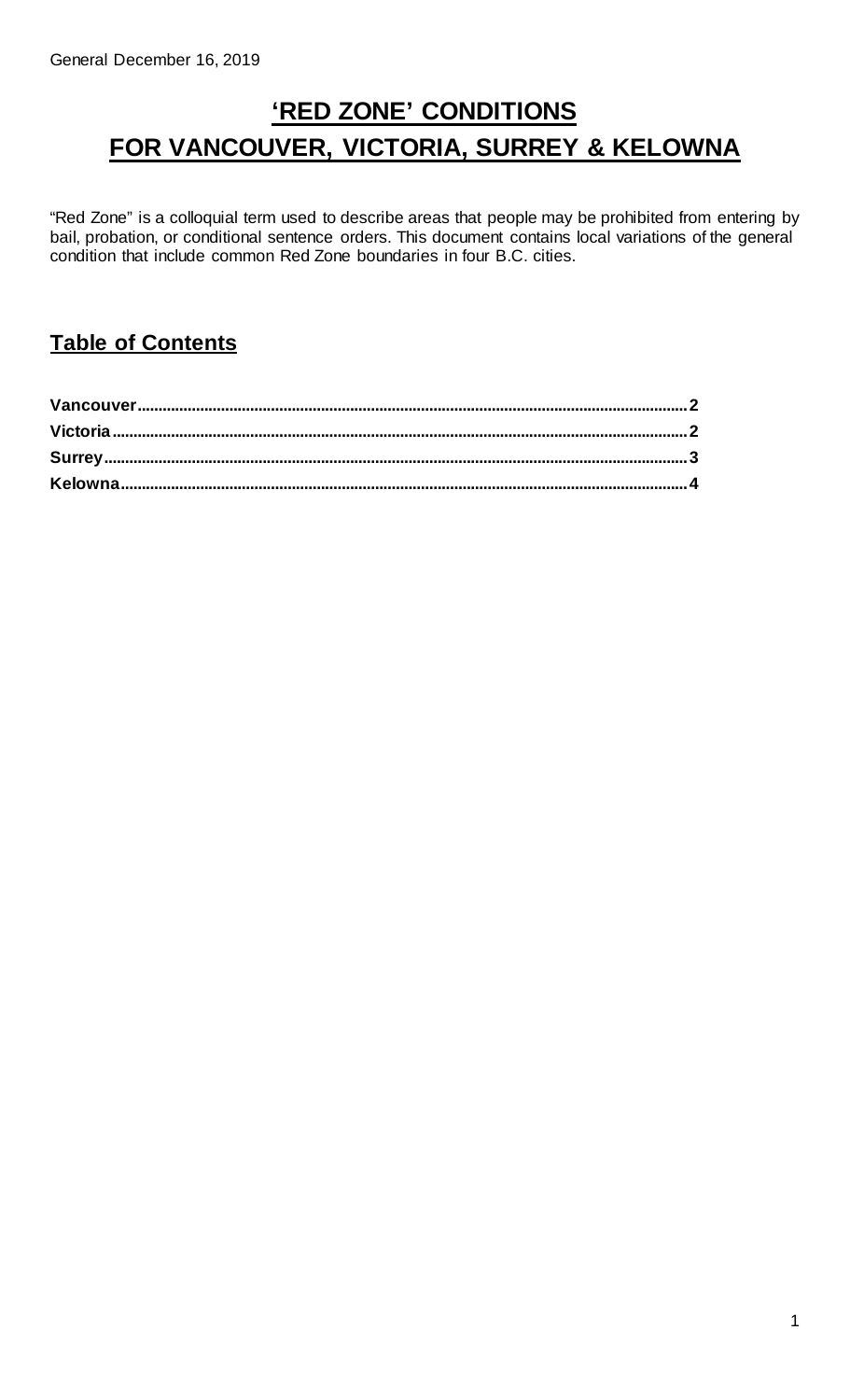General December 16, 2019

# 'RED ZONE' CONDITIONS
# FOR VANCOUVER, VICTORIA, SURREY & KELOWNA

"Red Zone" is a colloquial term used to describe areas that people may be prohibited from entering by bail, probation, or conditional sentence orders. This document contains local variations of the general condition that include common Red Zone boundaries in four B.C. cities.

## Table of Contents

**Vancouver** ........ 2
**Victoria** ........ 2
**Surrey** ........ 3
**Kelowna** ........ 4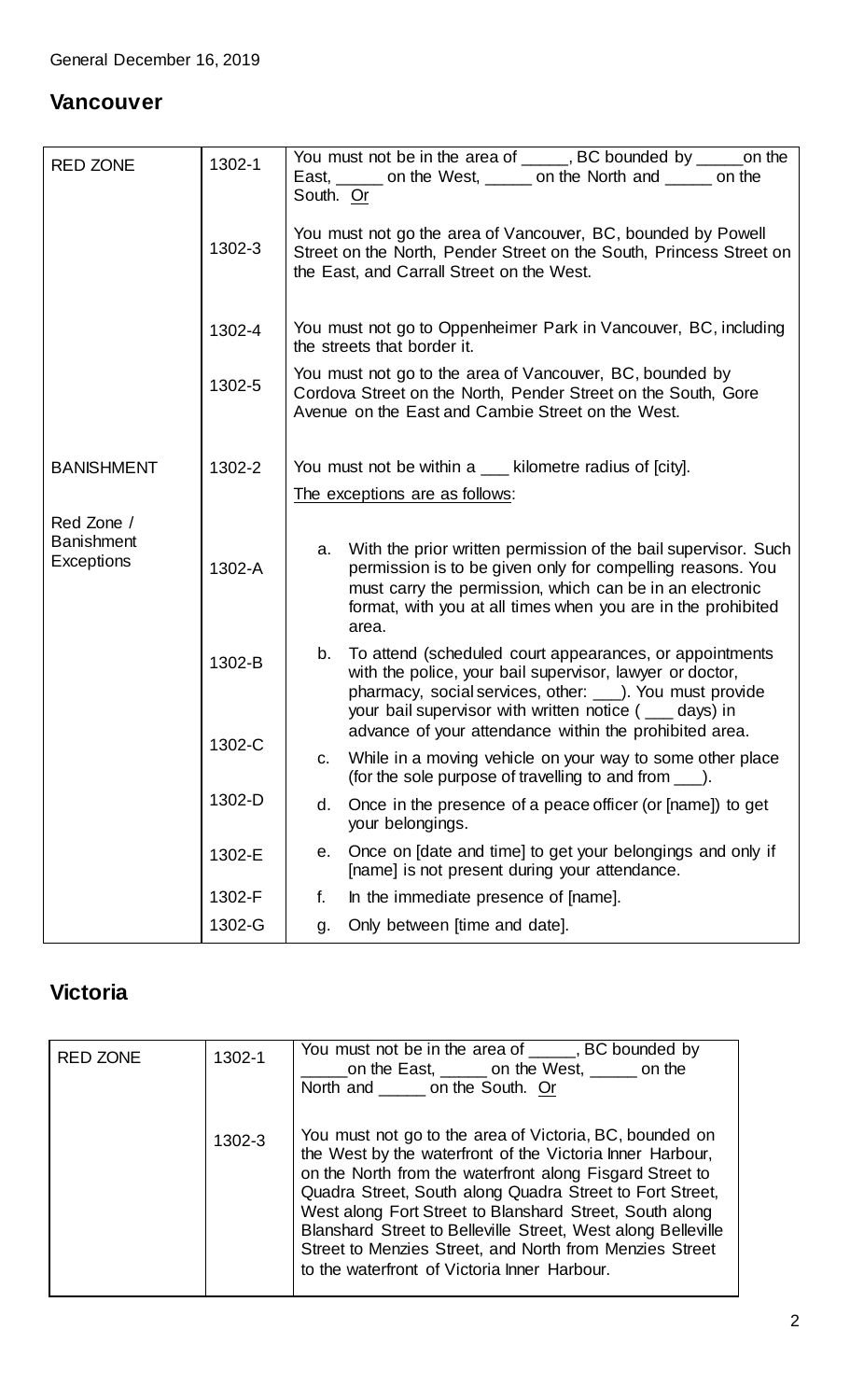General December 16, 2019

## Vancouver

| | | |
|---|---|---|
| RED ZONE | 1302-1 | You must not be in the area of _____, BC bounded by _____on the East, _____ on the West, _____ on the North and _____ on the South. Or |
| | 1302-3 | You must not go the area of Vancouver, BC, bounded by Powell Street on the North, Pender Street on the South, Princess Street on the East, and Carrall Street on the West. |
| | 1302-4 | You must not go to Oppenheimer Park in Vancouver, BC, including the streets that border it. |
| | 1302-5 | You must not go to the area of Vancouver, BC, bounded by Cordova Street on the North, Pender Street on the South, Gore Avenue on the East and Cambie Street on the West. |
| BANISHMENT | 1302-2 | You must not be within a ___ kilometre radius of [city]. |
| | | The exceptions are as follows: |
| Red Zone / Banishment Exceptions | 1302-A | a. With the prior written permission of the bail supervisor. Such permission is to be given only for compelling reasons. You must carry the permission, which can be in an electronic format, with you at all times when you are in the prohibited area. |
| | 1302-B | b. To attend (scheduled court appearances, or appointments with the police, your bail supervisor, lawyer or doctor, pharmacy, social services, other: ___). You must provide your bail supervisor with written notice ( ___ days) in advance of your attendance within the prohibited area. |
| | 1302-C | c. While in a moving vehicle on your way to some other place (for the sole purpose of travelling to and from ___). |
| | 1302-D | d. Once in the presence of a peace officer (or [name]) to get your belongings. |
| | 1302-E | e. Once on [date and time] to get your belongings and only if [name] is not present during your attendance. |
| | 1302-F | f. In the immediate presence of [name]. |
| | 1302-G | g. Only between [time and date]. |

## Victoria

| | | |
|---|---|---|
| RED ZONE | 1302-1 | You must not be in the area of _____, BC bounded by _____on the East, _____ on the West, _____ on the North and _____ on the South. Or |
| | 1302-3 | You must not go to the area of Victoria, BC, bounded on the West by the waterfront of the Victoria Inner Harbour, on the North from the waterfront along Fisgard Street to Quadra Street, South along Quadra Street to Fort Street, West along Fort Street to Blanshard Street, South along Blanshard Street to Belleville Street, West along Belleville Street to Menzies Street, and North from Menzies Street to the waterfront of Victoria Inner Harbour. |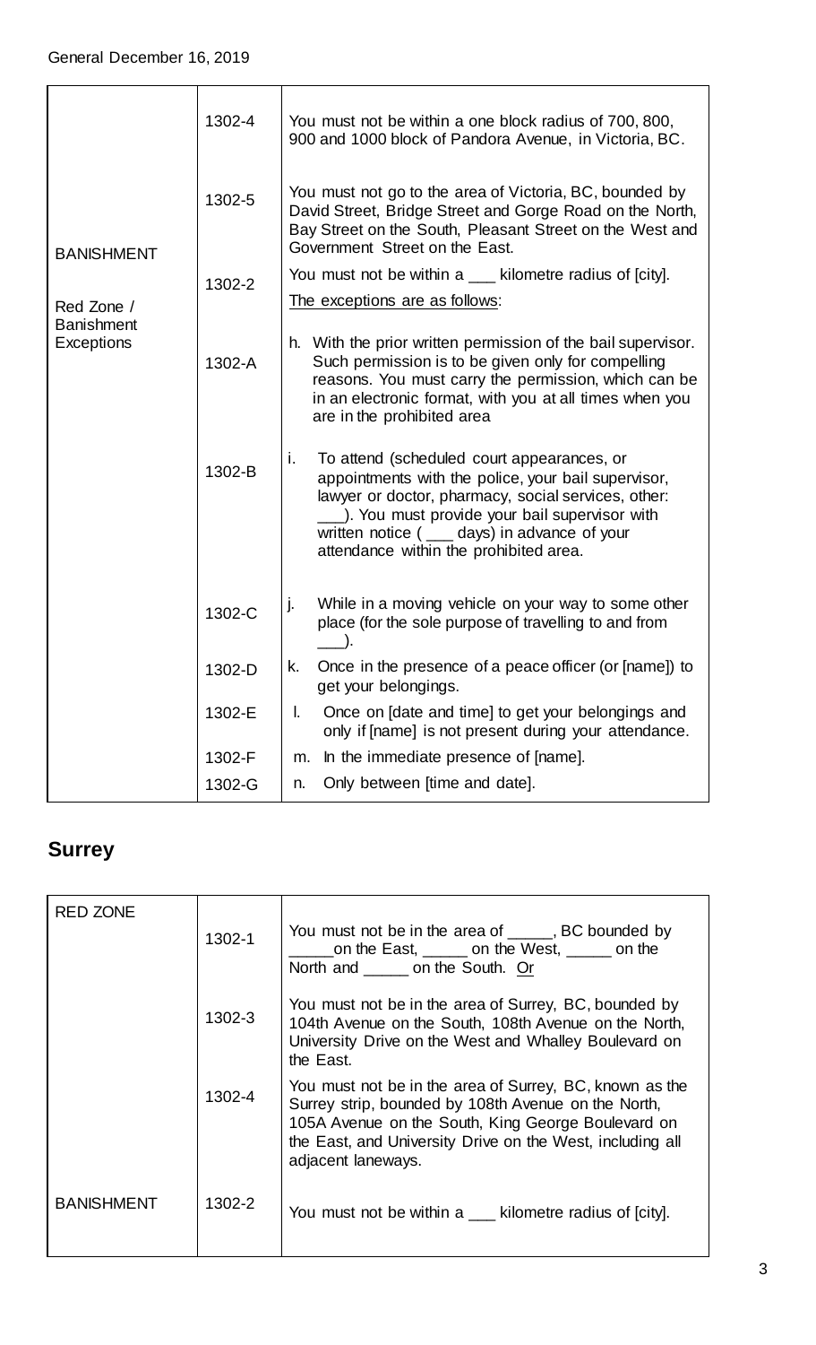|  |  |  |
|---|---|---|
| BANISHMENT<br><br>Red Zone / Banishment Exceptions | 1302-4 | You must not be within a one block radius of 700, 800, 900 and 1000 block of Pandora Avenue, in Victoria, BC. |
|  | 1302-5 | You must not go to the area of Victoria, BC, bounded by David Street, Bridge Street and Gorge Road on the North, Bay Street on the South, Pleasant Street on the West and Government Street on the East. |
|  | 1302-2 | You must not be within a ___ kilometre radius of [city].<br>The exceptions are as follows: |
|  | 1302-A | h. With the prior written permission of the bail supervisor. Such permission is to be given only for compelling reasons. You must carry the permission, which can be in an electronic format, with you at all times when you are in the prohibited area |
|  | 1302-B | i. To attend (scheduled court appearances, or appointments with the police, your bail supervisor, lawyer or doctor, pharmacy, social services, other: ___). You must provide your bail supervisor with written notice ( ___ days) in advance of your attendance within the prohibited area. |
|  | 1302-C | j. While in a moving vehicle on your way to some other place (for the sole purpose of travelling to and from ___). |
|  | 1302-D | k. Once in the presence of a peace officer (or [name]) to get your belongings. |
|  | 1302-E | l. Once on [date and time] to get your belongings and only if [name] is not present during your attendance. |
|  | 1302-F | m. In the immediate presence of [name]. |
|  | 1302-G | n. Only between [time and date]. |

## Surrey

|  |  |  |
|---|---|---|
| RED ZONE | 1302-1 | You must not be in the area of _____, BC bounded by _____ on the East, _____ on the West, _____ on the North and _____ on the South. Or |
|  | 1302-3 | You must not be in the area of Surrey, BC, bounded by 104th Avenue on the South, 108th Avenue on the North, University Drive on the West and Whalley Boulevard on the East. |
|  | 1302-4 | You must not be in the area of Surrey, BC, known as the Surrey strip, bounded by 108th Avenue on the North, 105A Avenue on the South, King George Boulevard on the East, and University Drive on the West, including all adjacent laneways. |
| BANISHMENT | 1302-2 | You must not be within a ___ kilometre radius of [city]. |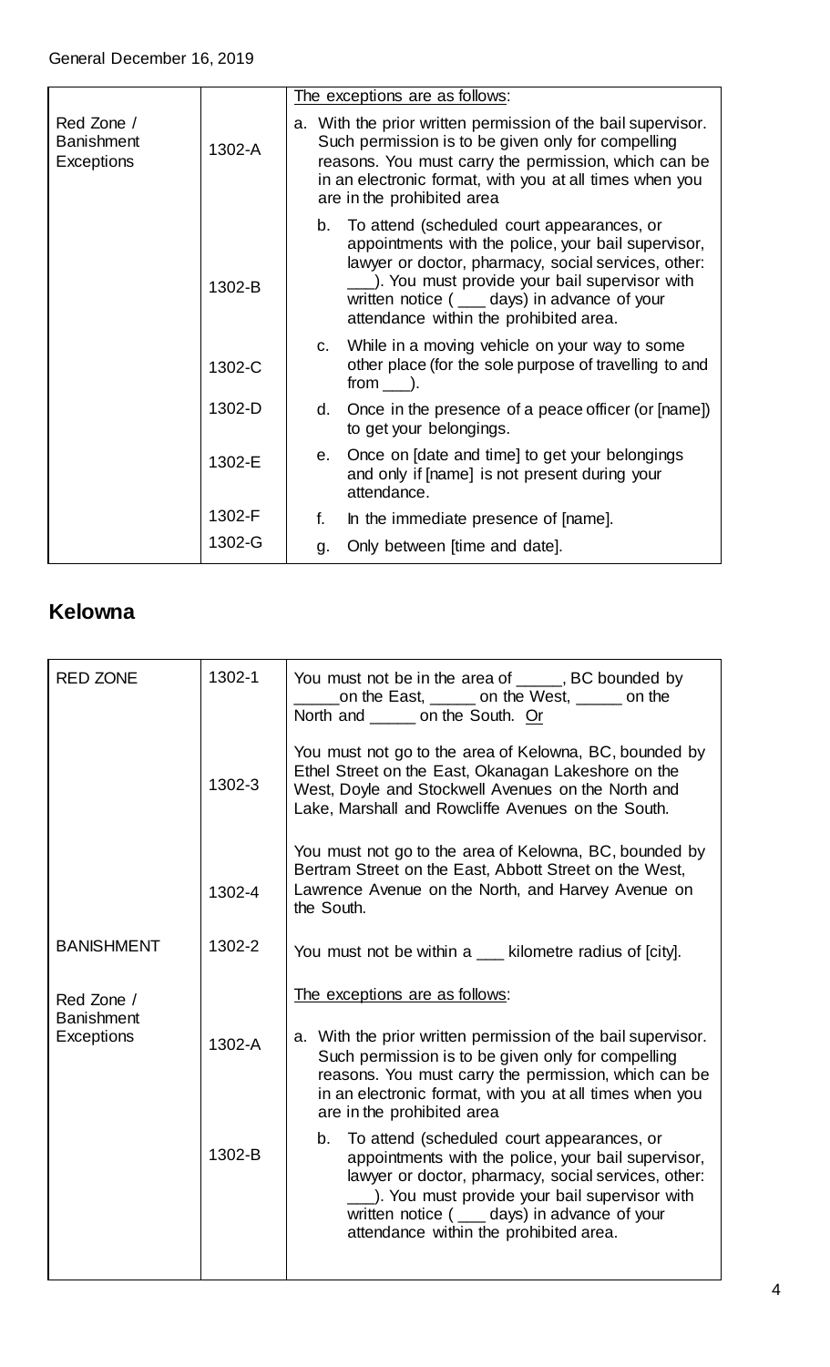General December 16, 2019

| | | |
|---|---|---|
| | | The exceptions are as follows: |
| Red Zone / Banishment Exceptions | 1302-A | a. With the prior written permission of the bail supervisor. Such permission is to be given only for compelling reasons. You must carry the permission, which can be in an electronic format, with you at all times when you are in the prohibited area |
| | 1302-B | b. To attend (scheduled court appearances, or appointments with the police, your bail supervisor, lawyer or doctor, pharmacy, social services, other: ___). You must provide your bail supervisor with written notice ( ___ days) in advance of your attendance within the prohibited area. |
| | 1302-C | c. While in a moving vehicle on your way to some other place (for the sole purpose of travelling to and from ___). |
| | 1302-D | d. Once in the presence of a peace officer (or [name]) to get your belongings. |
| | 1302-E | e. Once on [date and time] to get your belongings and only if [name] is not present during your attendance. |
| | 1302-F | f. In the immediate presence of [name]. |
| | 1302-G | g. Only between [time and date]. |

## Kelowna

| | | |
|---|---|---|
| RED ZONE | 1302-1 | You must not be in the area of _____, BC bounded by _____on the East, _____ on the West, _____ on the North and _____ on the South. Or |
| | 1302-3 | You must not go to the area of Kelowna, BC, bounded by Ethel Street on the East, Okanagan Lakeshore on the West, Doyle and Stockwell Avenues on the North and Lake, Marshall and Rowcliffe Avenues on the South. |
| | 1302-4 | You must not go to the area of Kelowna, BC, bounded by Bertram Street on the East, Abbott Street on the West, Lawrence Avenue on the North, and Harvey Avenue on the South. |
| BANISHMENT | 1302-2 | You must not be within a ___ kilometre radius of [city]. |
| Red Zone / Banishment Exceptions | | The exceptions are as follows: |
| | 1302-A | a. With the prior written permission of the bail supervisor. Such permission is to be given only for compelling reasons. You must carry the permission, which can be in an electronic format, with you at all times when you are in the prohibited area |
| | 1302-B | b. To attend (scheduled court appearances, or appointments with the police, your bail supervisor, lawyer or doctor, pharmacy, social services, other: ___). You must provide your bail supervisor with written notice ( ___ days) in advance of your attendance within the prohibited area. |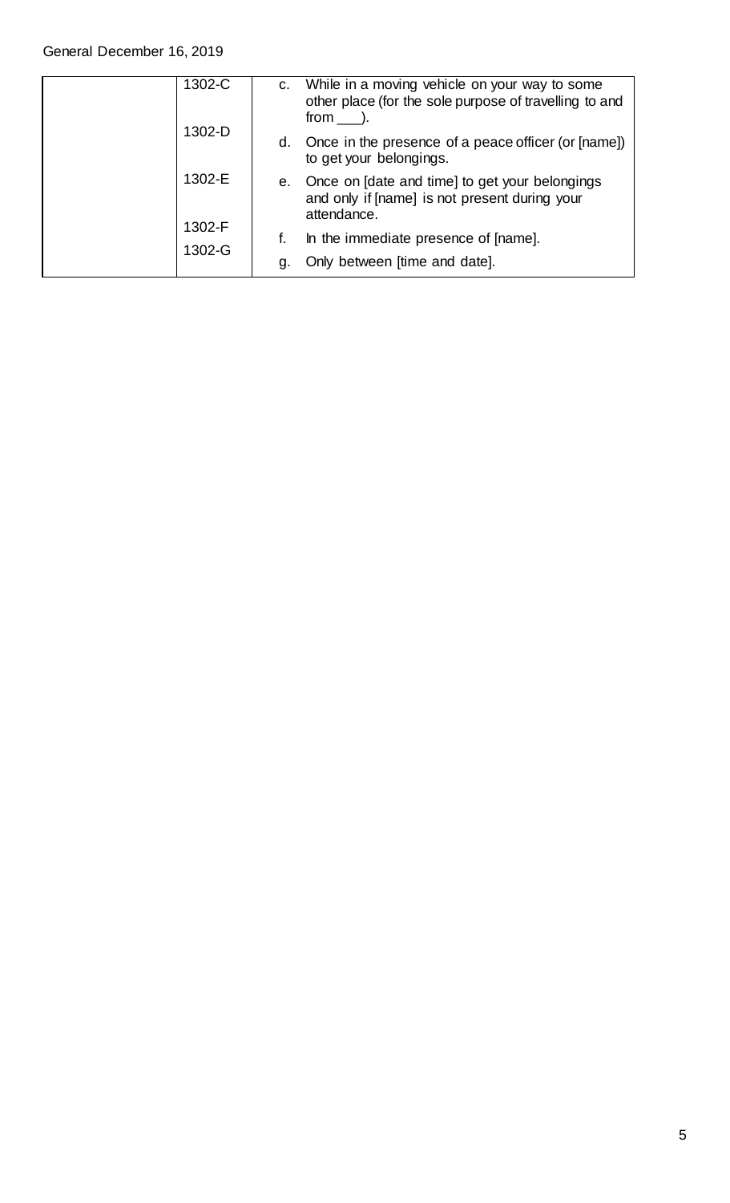| | | |
|---|---|---|
| | 1302-C | c. While in a moving vehicle on your way to some other place (for the sole purpose of travelling to and from ___). |
| | 1302-D | d. Once in the presence of a peace officer (or [name]) to get your belongings. |
| | 1302-E | e. Once on [date and time] to get your belongings and only if [name] is not present during your attendance. |
| | 1302-F | f. In the immediate presence of [name]. |
| | 1302-G | g. Only between [time and date]. |